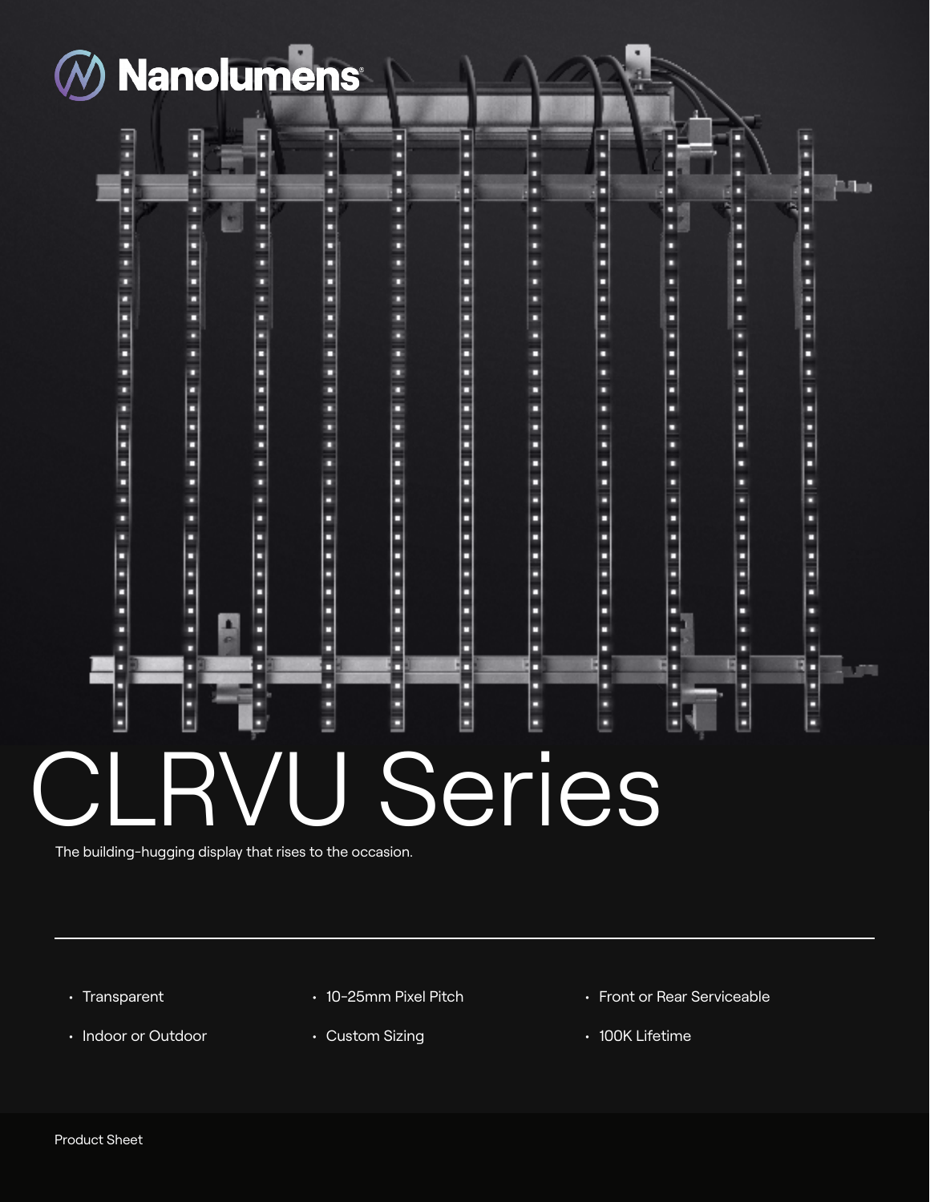Nanolumens

# CLRVU Series

The building-hugging display that rises to the occasion.

- Transparent
- Indoor or Outdoor
- 10-25mm Pixel Pitch
- Custom Sizing
- Front or Rear Serviceable
- 100K Lifetime

Product Sheet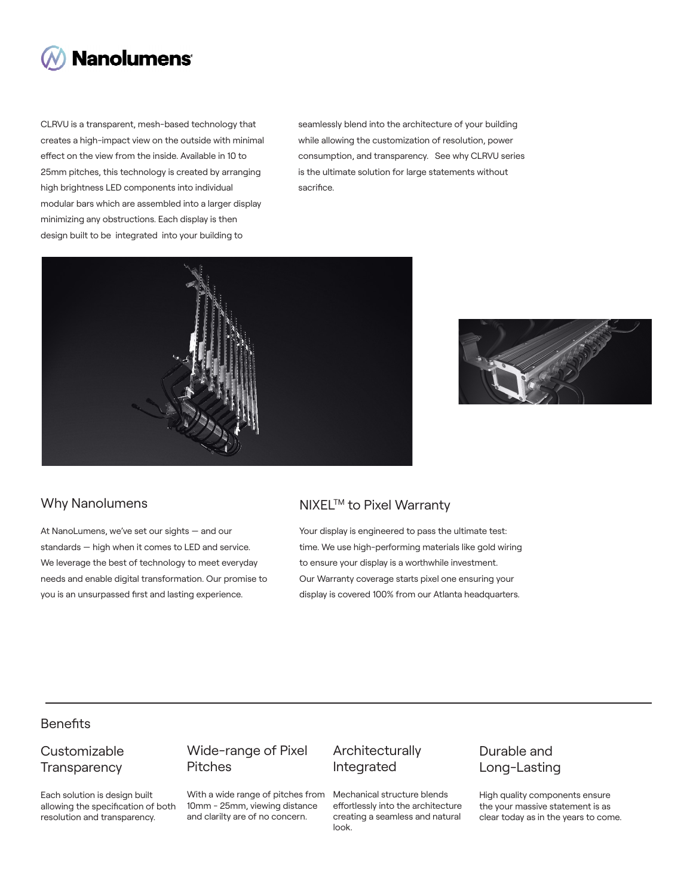CLRVU is a transparent, mesh-based technology that creates a high-impact view on the outside with minimal effect on the view from the inside. Available in 10 to 25mm pitches, this technology is created by arranging high brightness LED components into individual modular bars which are assembled into a larger display minimizing any obstructions. Each display is then design built to be integrated into your building to seamlessly blend into the architecture of your building while allowing the customization of resolution, power consumption, and transparency. See why CLRVU series is the ultimate solution for large statements without sacrifice.

## Why Nanolumens

At NanoLumens, we've set our sights — and our standards — high when it comes to LED and service. We leverage the best of technology to meet everyday needs and enable digital transformation. Our promise to you is an unsurpassed first and lasting experience.

## NIXEL™ to Pixel Warranty

Your display is engineered to pass the ultimate test: time. We use high-performing materials like gold wiring to ensure your display is a worthwhile investment. Our Warranty coverage starts pixel one ensuring your display is covered 100% from our Atlanta headquarters.

## Benefits

### Customizable Transparency

Each solution is design built allowing the specification of both resolution and transparency.

### Wide-range of Pixel Pitches

With a wide range of pitches from 10mm - 25mm, viewing distance and clarilty are of no concern.

### Architecturally Integrated

Mechanical structure blends effortlessly into the architecture creating a seamless and natural look.

### Durable and Long-Lasting

High quality components ensure the your massive statement is as clear today as in the years to come.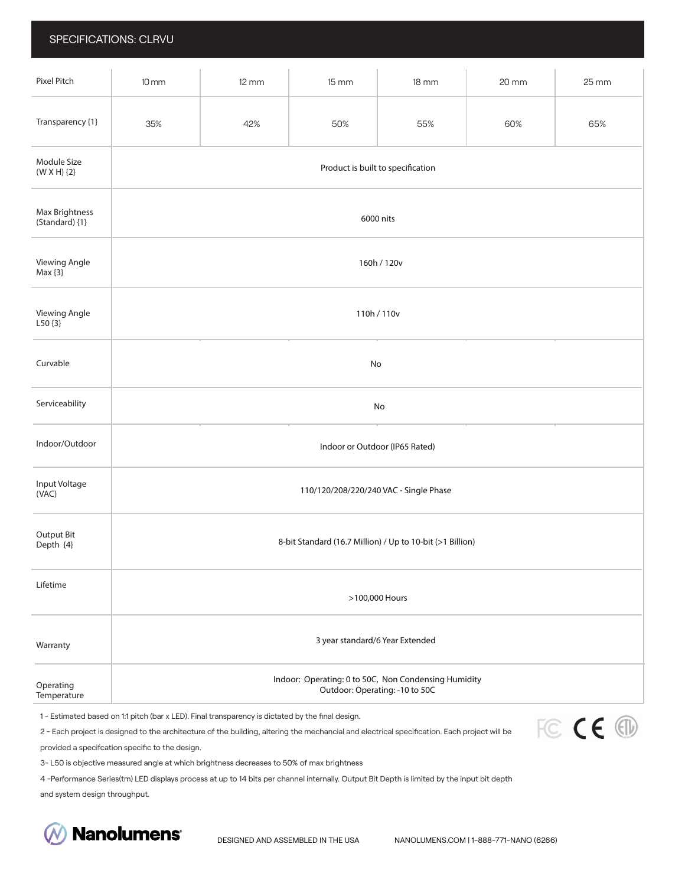## SPECIFICATIONS: CLRVU

| Pixel Pitch | 10 mm | 12 mm | 15 mm | 18 mm | 20 mm | 25 mm |
|---|---|---|---|---|---|---|
| Transparency {1} | 35% | 42% | 50% | 55% | 60% | 65% |
| Module Size (W X H) {2} | Product is built to specification | | | | | |
| Max Brightness (Standard) {1} | 6000 nits | | | | | |
| Viewing Angle Max {3} | 160h / 120v | | | | | |
| Viewing Angle L50 {3} | 110h / 110v | | | | | |
| Curvable | No | | | | | |
| Serviceability | No | | | | | |
| Indoor/Outdoor | Indoor or Outdoor (IP65 Rated) | | | | | |
| Input Voltage (VAC) | 110/120/208/220/240 VAC - Single Phase | | | | | |
| Output Bit Depth {4} | 8-bit Standard (16.7 Million) / Up to 10-bit (>1 Billion) | | | | | |
| Lifetime | >100,000 Hours | | | | | |
| Warranty | 3 year standard/6 Year Extended | | | | | |
| Operating Temperature | Indoor: Operating: 0 to 50C, Non Condensing Humidity<br>Outdoor: Operating: -10 to 50C | | | | | |

1 - Estimated based on 1:1 pitch (bar x LED). Final transparency is dictated by the final design.

2 - Each project is designed to the architecture of the building, altering the mechancial and electrical specification. Each project will be provided a specifcation specific to the design.

3- L50 is objective measured angle at which brightness decreases to 50% of max brightness

4 -Performance Series(tm) LED displays process at up to 14 bits per channel internally. Output Bit Depth is limited by the input bit depth and system design throughput.

Nanolumens

DESIGNED AND ASSEMBLED IN THE USA

NANOLUMENS.COM | 1-888-771-NANO (6266)